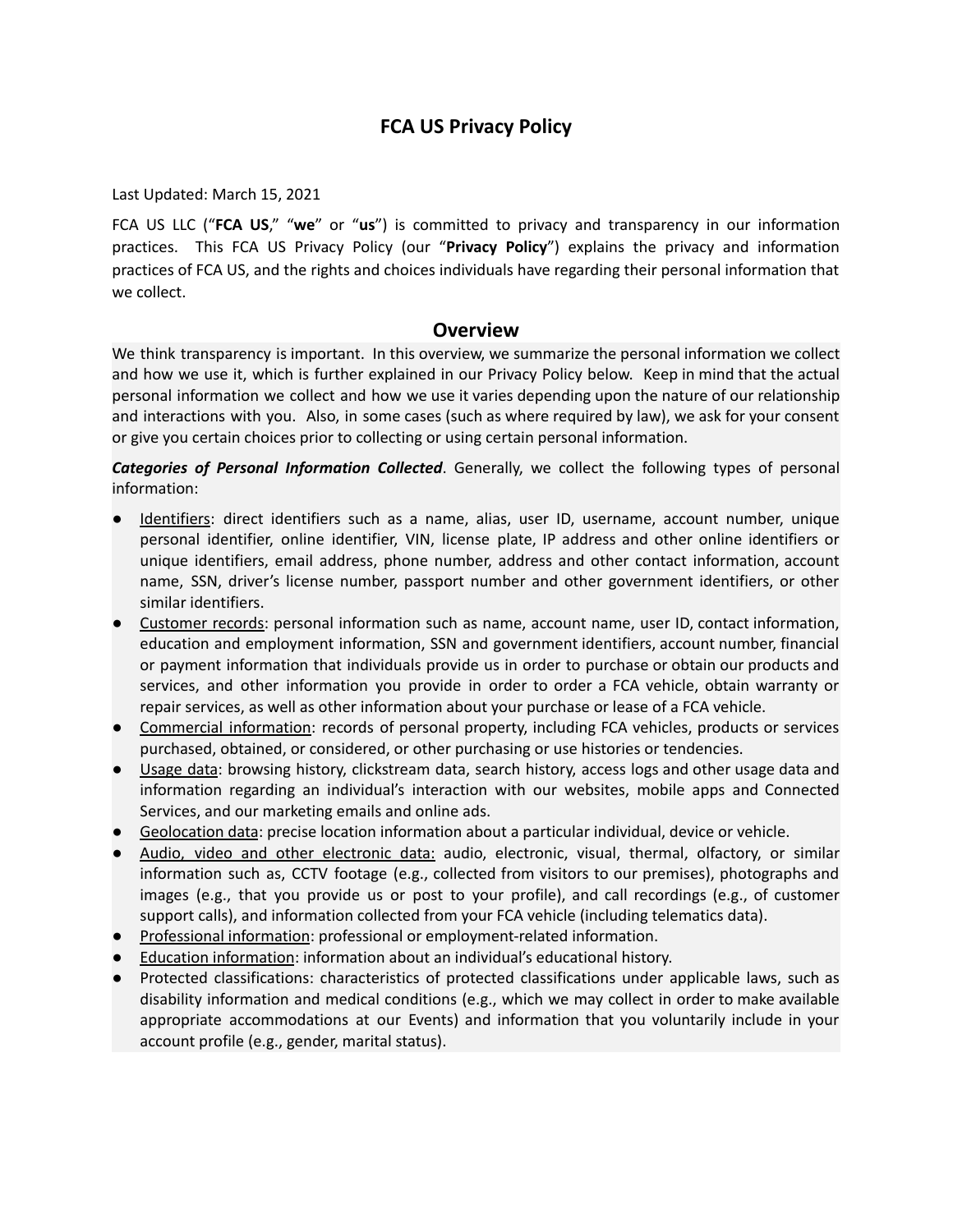# FCA US Privacy Policy

Last Updated: March 15, 2021

FCA US LLC ("**FCA US**," "**we**" or "**us**") is committed to privacy and transparency in our information practices. This FCA US Privacy Policy (our "**Privacy Policy**") explains the privacy and information practices of FCA US, and the rights and choices individuals have regarding their personal information that we collect.

## Overview

We think transparency is important. In this overview, we summarize the personal information we collect and how we use it, which is further explained in our Privacy Policy below. Keep in mind that the actual personal information we collect and how we use it varies depending upon the nature of our relationship and interactions with you. Also, in some cases (such as where required by law), we ask for your consent or give you certain choices prior to collecting or using certain personal information.

***Categories of Personal Information Collected***. Generally, we collect the following types of personal information:

- Identifiers: direct identifiers such as a name, alias, user ID, username, account number, unique personal identifier, online identifier, VIN, license plate, IP address and other online identifiers or unique identifiers, email address, phone number, address and other contact information, account name, SSN, driver's license number, passport number and other government identifiers, or other similar identifiers.
- Customer records: personal information such as name, account name, user ID, contact information, education and employment information, SSN and government identifiers, account number, financial or payment information that individuals provide us in order to purchase or obtain our products and services, and other information you provide in order to order a FCA vehicle, obtain warranty or repair services, as well as other information about your purchase or lease of a FCA vehicle.
- Commercial information: records of personal property, including FCA vehicles, products or services purchased, obtained, or considered, or other purchasing or use histories or tendencies.
- Usage data: browsing history, clickstream data, search history, access logs and other usage data and information regarding an individual's interaction with our websites, mobile apps and Connected Services, and our marketing emails and online ads.
- Geolocation data: precise location information about a particular individual, device or vehicle.
- Audio, video and other electronic data: audio, electronic, visual, thermal, olfactory, or similar information such as, CCTV footage (e.g., collected from visitors to our premises), photographs and images (e.g., that you provide us or post to your profile), and call recordings (e.g., of customer support calls), and information collected from your FCA vehicle (including telematics data).
- Professional information: professional or employment-related information.
- Education information: information about an individual's educational history.
- Protected classifications: characteristics of protected classifications under applicable laws, such as disability information and medical conditions (e.g., which we may collect in order to make available appropriate accommodations at our Events) and information that you voluntarily include in your account profile (e.g., gender, marital status).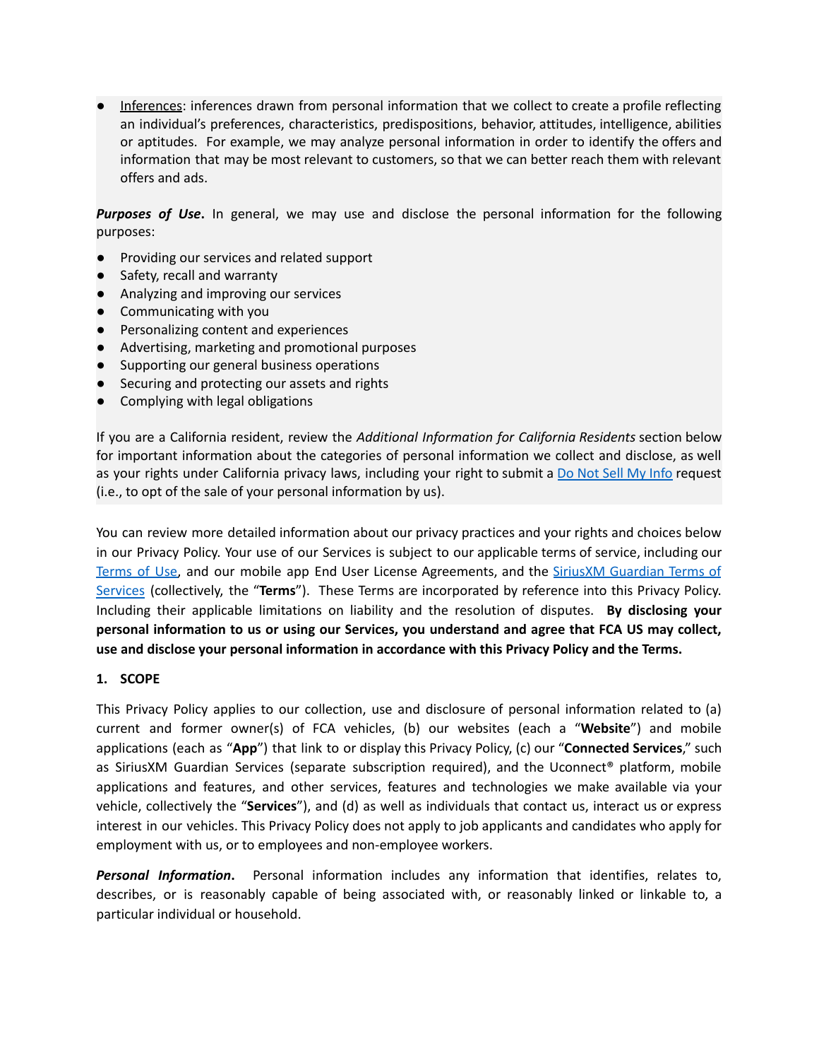- Inferences: inferences drawn from personal information that we collect to create a profile reflecting an individual's preferences, characteristics, predispositions, behavior, attitudes, intelligence, abilities or aptitudes. For example, we may analyze personal information in order to identify the offers and information that may be most relevant to customers, so that we can better reach them with relevant offers and ads.

***Purposes of Use***. In general, we may use and disclose the personal information for the following purposes:

- Providing our services and related support
- Safety, recall and warranty
- Analyzing and improving our services
- Communicating with you
- Personalizing content and experiences
- Advertising, marketing and promotional purposes
- Supporting our general business operations
- Securing and protecting our assets and rights
- Complying with legal obligations

If you are a California resident, review the *Additional Information for California Residents* section below for important information about the categories of personal information we collect and disclose, as well as your rights under California privacy laws, including your right to submit a Do Not Sell My Info request (i.e., to opt of the sale of your personal information by us).

You can review more detailed information about our privacy practices and your rights and choices below in our Privacy Policy. Your use of our Services is subject to our applicable terms of service, including our Terms of Use, and our mobile app End User License Agreements, and the SiriusXM Guardian Terms of Services (collectively, the "**Terms**"). These Terms are incorporated by reference into this Privacy Policy. Including their applicable limitations on liability and the resolution of disputes. **By disclosing your personal information to us or using our Services, you understand and agree that FCA US may collect, use and disclose your personal information in accordance with this Privacy Policy and the Terms.**

## 1. SCOPE

This Privacy Policy applies to our collection, use and disclosure of personal information related to (a) current and former owner(s) of FCA vehicles, (b) our websites (each a "**Website**") and mobile applications (each as "**App**") that link to or display this Privacy Policy, (c) our "**Connected Services**," such as SiriusXM Guardian Services (separate subscription required), and the Uconnect® platform, mobile applications and features, and other services, features and technologies we make available via your vehicle, collectively the "**Services**"), and (d) as well as individuals that contact us, interact us or express interest in our vehicles. This Privacy Policy does not apply to job applicants and candidates who apply for employment with us, or to employees and non-employee workers.

***Personal Information***. Personal information includes any information that identifies, relates to, describes, or is reasonably capable of being associated with, or reasonably linked or linkable to, a particular individual or household.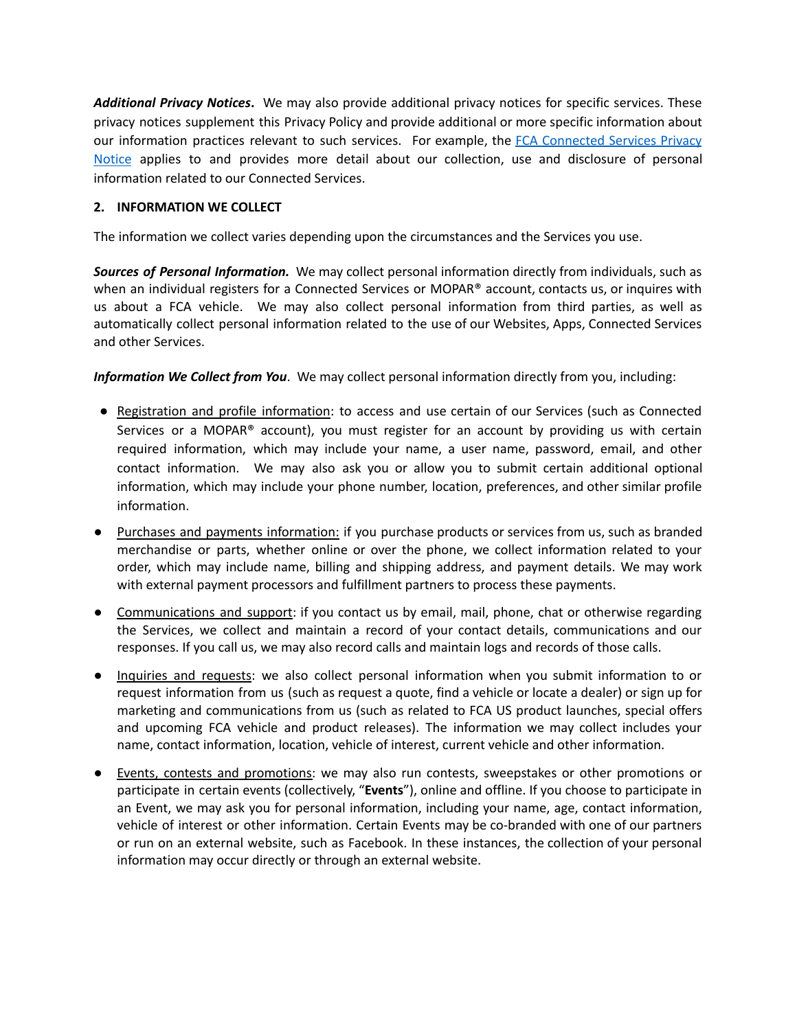***Additional Privacy Notices*****.** We may also provide additional privacy notices for specific services. These privacy notices supplement this Privacy Policy and provide additional or more specific information about our information practices relevant to such services. For example, the [FCA Connected Services Privacy Notice]() applies to and provides more detail about our collection, use and disclosure of personal information related to our Connected Services.

## 2. INFORMATION WE COLLECT

The information we collect varies depending upon the circumstances and the Services you use.

***Sources of Personal Information.*** We may collect personal information directly from individuals, such as when an individual registers for a Connected Services or MOPAR® account, contacts us, or inquires with us about a FCA vehicle. We may also collect personal information from third parties, as well as automatically collect personal information related to the use of our Websites, Apps, Connected Services and other Services.

***Information We Collect from You***. We may collect personal information directly from you, including:

- <u>Registration and profile information</u>: to access and use certain of our Services (such as Connected Services or a MOPAR® account), you must register for an account by providing us with certain required information, which may include your name, a user name, password, email, and other contact information. We may also ask you or allow you to submit certain additional optional information, which may include your phone number, location, preferences, and other similar profile information.
- <u>Purchases and payments information:</u> if you purchase products or services from us, such as branded merchandise or parts, whether online or over the phone, we collect information related to your order, which may include name, billing and shipping address, and payment details. We may work with external payment processors and fulfillment partners to process these payments.
- <u>Communications and support</u>: if you contact us by email, mail, phone, chat or otherwise regarding the Services, we collect and maintain a record of your contact details, communications and our responses. If you call us, we may also record calls and maintain logs and records of those calls.
- <u>Inquiries and requests</u>: we also collect personal information when you submit information to or request information from us (such as request a quote, find a vehicle or locate a dealer) or sign up for marketing and communications from us (such as related to FCA US product launches, special offers and upcoming FCA vehicle and product releases). The information we may collect includes your name, contact information, location, vehicle of interest, current vehicle and other information.
- <u>Events, contests and promotions</u>: we may also run contests, sweepstakes or other promotions or participate in certain events (collectively, "**Events**"), online and offline. If you choose to participate in an Event, we may ask you for personal information, including your name, age, contact information, vehicle of interest or other information. Certain Events may be co-branded with one of our partners or run on an external website, such as Facebook. In these instances, the collection of your personal information may occur directly or through an external website.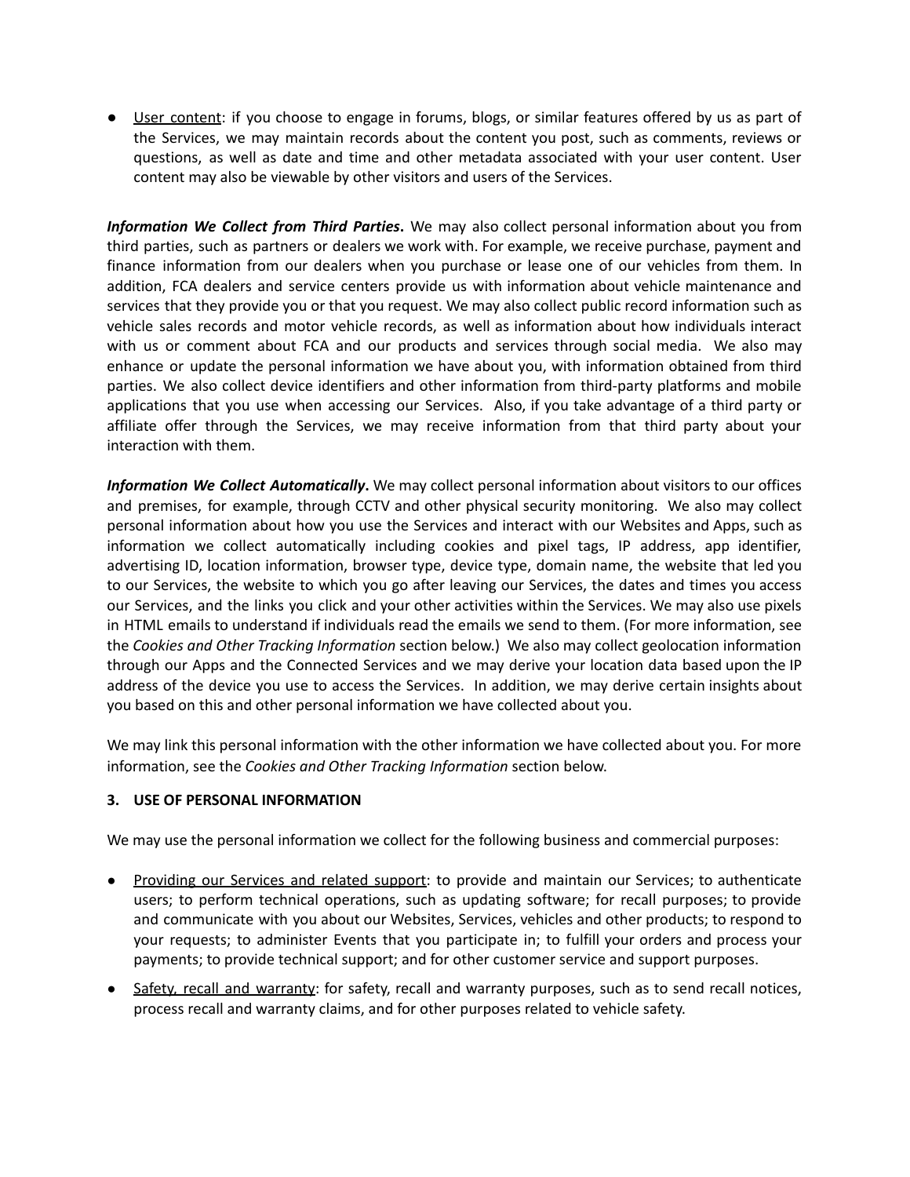- User content: if you choose to engage in forums, blogs, or similar features offered by us as part of the Services, we may maintain records about the content you post, such as comments, reviews or questions, as well as date and time and other metadata associated with your user content. User content may also be viewable by other visitors and users of the Services.

***Information We Collect from Third Parties*.** We may also collect personal information about you from third parties, such as partners or dealers we work with. For example, we receive purchase, payment and finance information from our dealers when you purchase or lease one of our vehicles from them. In addition, FCA dealers and service centers provide us with information about vehicle maintenance and services that they provide you or that you request. We may also collect public record information such as vehicle sales records and motor vehicle records, as well as information about how individuals interact with us or comment about FCA and our products and services through social media. We also may enhance or update the personal information we have about you, with information obtained from third parties. We also collect device identifiers and other information from third-party platforms and mobile applications that you use when accessing our Services. Also, if you take advantage of a third party or affiliate offer through the Services, we may receive information from that third party about your interaction with them.

***Information We Collect Automatically*.** We may collect personal information about visitors to our offices and premises, for example, through CCTV and other physical security monitoring. We also may collect personal information about how you use the Services and interact with our Websites and Apps, such as information we collect automatically including cookies and pixel tags, IP address, app identifier, advertising ID, location information, browser type, device type, domain name, the website that led you to our Services, the website to which you go after leaving our Services, the dates and times you access our Services, and the links you click and your other activities within the Services. We may also use pixels in HTML emails to understand if individuals read the emails we send to them. (For more information, see the *Cookies and Other Tracking Information* section below.) We also may collect geolocation information through our Apps and the Connected Services and we may derive your location data based upon the IP address of the device you use to access the Services. In addition, we may derive certain insights about you based on this and other personal information we have collected about you.

We may link this personal information with the other information we have collected about you. For more information, see the *Cookies and Other Tracking Information* section below.

### 3. USE OF PERSONAL INFORMATION

We may use the personal information we collect for the following business and commercial purposes:

- Providing our Services and related support: to provide and maintain our Services; to authenticate users; to perform technical operations, such as updating software; for recall purposes; to provide and communicate with you about our Websites, Services, vehicles and other products; to respond to your requests; to administer Events that you participate in; to fulfill your orders and process your payments; to provide technical support; and for other customer service and support purposes.
- Safety, recall and warranty: for safety, recall and warranty purposes, such as to send recall notices, process recall and warranty claims, and for other purposes related to vehicle safety.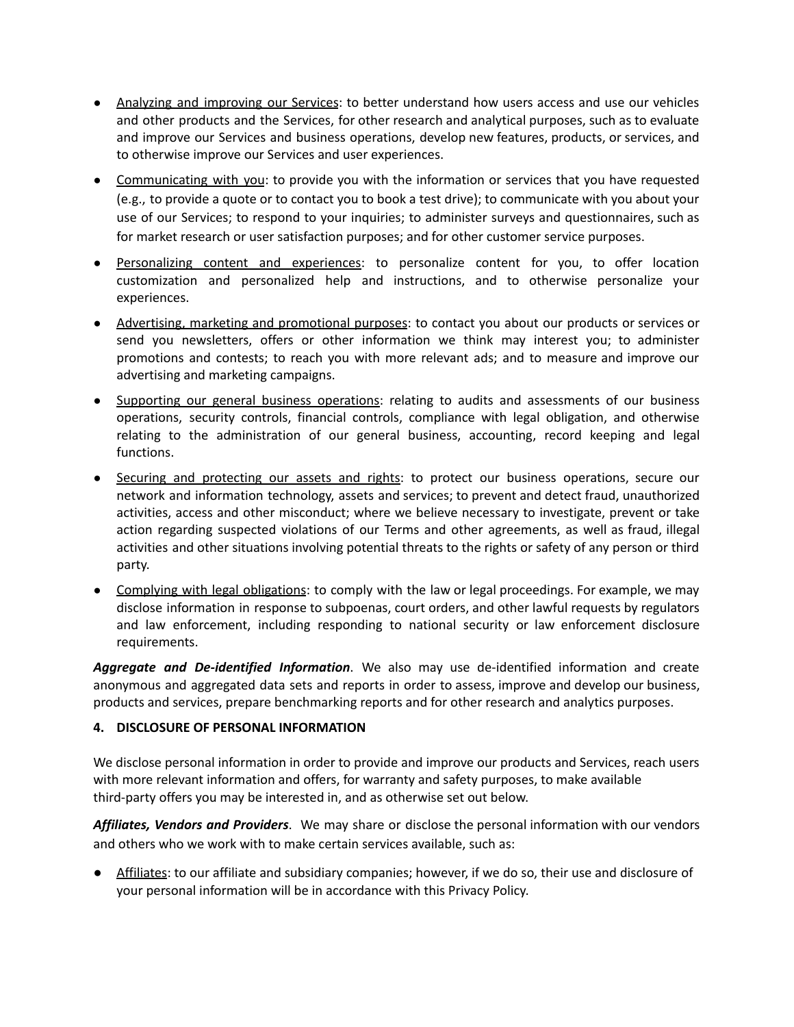- Analyzing and improving our Services: to better understand how users access and use our vehicles and other products and the Services, for other research and analytical purposes, such as to evaluate and improve our Services and business operations, develop new features, products, or services, and to otherwise improve our Services and user experiences.
- Communicating with you: to provide you with the information or services that you have requested (e.g., to provide a quote or to contact you to book a test drive); to communicate with you about your use of our Services; to respond to your inquiries; to administer surveys and questionnaires, such as for market research or user satisfaction purposes; and for other customer service purposes.
- Personalizing content and experiences: to personalize content for you, to offer location customization and personalized help and instructions, and to otherwise personalize your experiences.
- Advertising, marketing and promotional purposes: to contact you about our products or services or send you newsletters, offers or other information we think may interest you; to administer promotions and contests; to reach you with more relevant ads; and to measure and improve our advertising and marketing campaigns.
- Supporting our general business operations: relating to audits and assessments of our business operations, security controls, financial controls, compliance with legal obligation, and otherwise relating to the administration of our general business, accounting, record keeping and legal functions.
- Securing and protecting our assets and rights: to protect our business operations, secure our network and information technology, assets and services; to prevent and detect fraud, unauthorized activities, access and other misconduct; where we believe necessary to investigate, prevent or take action regarding suspected violations of our Terms and other agreements, as well as fraud, illegal activities and other situations involving potential threats to the rights or safety of any person or third party.
- Complying with legal obligations: to comply with the law or legal proceedings. For example, we may disclose information in response to subpoenas, court orders, and other lawful requests by regulators and law enforcement, including responding to national security or law enforcement disclosure requirements.

***Aggregate and De-identified Information***. We also may use de-identified information and create anonymous and aggregated data sets and reports in order to assess, improve and develop our business, products and services, prepare benchmarking reports and for other research and analytics purposes.

**4. DISCLOSURE OF PERSONAL INFORMATION**

We disclose personal information in order to provide and improve our products and Services, reach users with more relevant information and offers, for warranty and safety purposes, to make available third-party offers you may be interested in, and as otherwise set out below.

***Affiliates, Vendors and Providers***. We may share or disclose the personal information with our vendors and others who we work with to make certain services available, such as:

- Affiliates: to our affiliate and subsidiary companies; however, if we do so, their use and disclosure of your personal information will be in accordance with this Privacy Policy.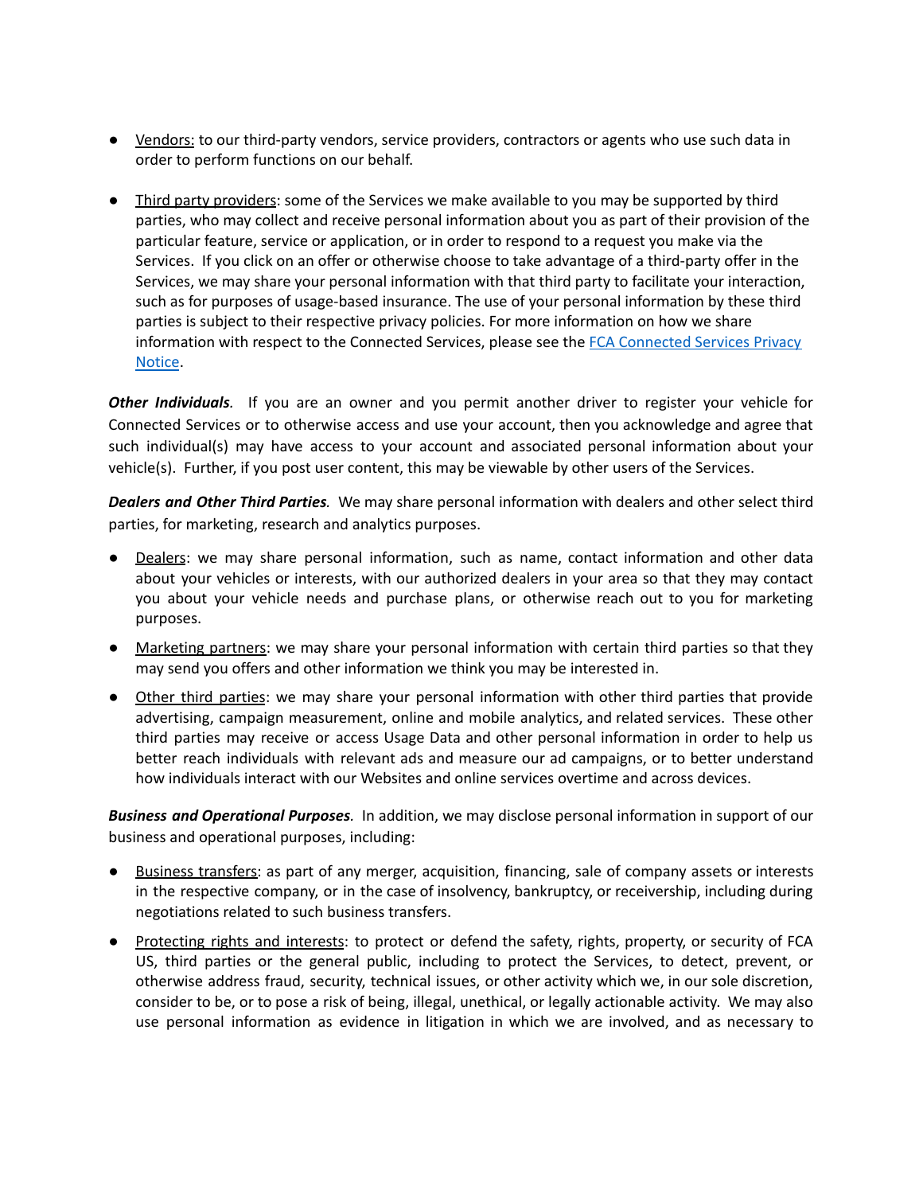- Vendors: to our third-party vendors, service providers, contractors or agents who use such data in order to perform functions on our behalf.

- Third party providers: some of the Services we make available to you may be supported by third parties, who may collect and receive personal information about you as part of their provision of the particular feature, service or application, or in order to respond to a request you make via the Services. If you click on an offer or otherwise choose to take advantage of a third-party offer in the Services, we may share your personal information with that third party to facilitate your interaction, such as for purposes of usage-based insurance. The use of your personal information by these third parties is subject to their respective privacy policies. For more information on how we share information with respect to the Connected Services, please see the FCA Connected Services Privacy Notice.

***Other Individuals.*** If you are an owner and you permit another driver to register your vehicle for Connected Services or to otherwise access and use your account, then you acknowledge and agree that such individual(s) may have access to your account and associated personal information about your vehicle(s). Further, if you post user content, this may be viewable by other users of the Services.

***Dealers and Other Third Parties.*** We may share personal information with dealers and other select third parties, for marketing, research and analytics purposes.

- Dealers: we may share personal information, such as name, contact information and other data about your vehicles or interests, with our authorized dealers in your area so that they may contact you about your vehicle needs and purchase plans, or otherwise reach out to you for marketing purposes.
- Marketing partners: we may share your personal information with certain third parties so that they may send you offers and other information we think you may be interested in.
- Other third parties: we may share your personal information with other third parties that provide advertising, campaign measurement, online and mobile analytics, and related services. These other third parties may receive or access Usage Data and other personal information in order to help us better reach individuals with relevant ads and measure our ad campaigns, or to better understand how individuals interact with our Websites and online services overtime and across devices.

***Business and Operational Purposes.*** In addition, we may disclose personal information in support of our business and operational purposes, including:

- Business transfers: as part of any merger, acquisition, financing, sale of company assets or interests in the respective company, or in the case of insolvency, bankruptcy, or receivership, including during negotiations related to such business transfers.
- Protecting rights and interests: to protect or defend the safety, rights, property, or security of FCA US, third parties or the general public, including to protect the Services, to detect, prevent, or otherwise address fraud, security, technical issues, or other activity which we, in our sole discretion, consider to be, or to pose a risk of being, illegal, unethical, or legally actionable activity. We may also use personal information as evidence in litigation in which we are involved, and as necessary to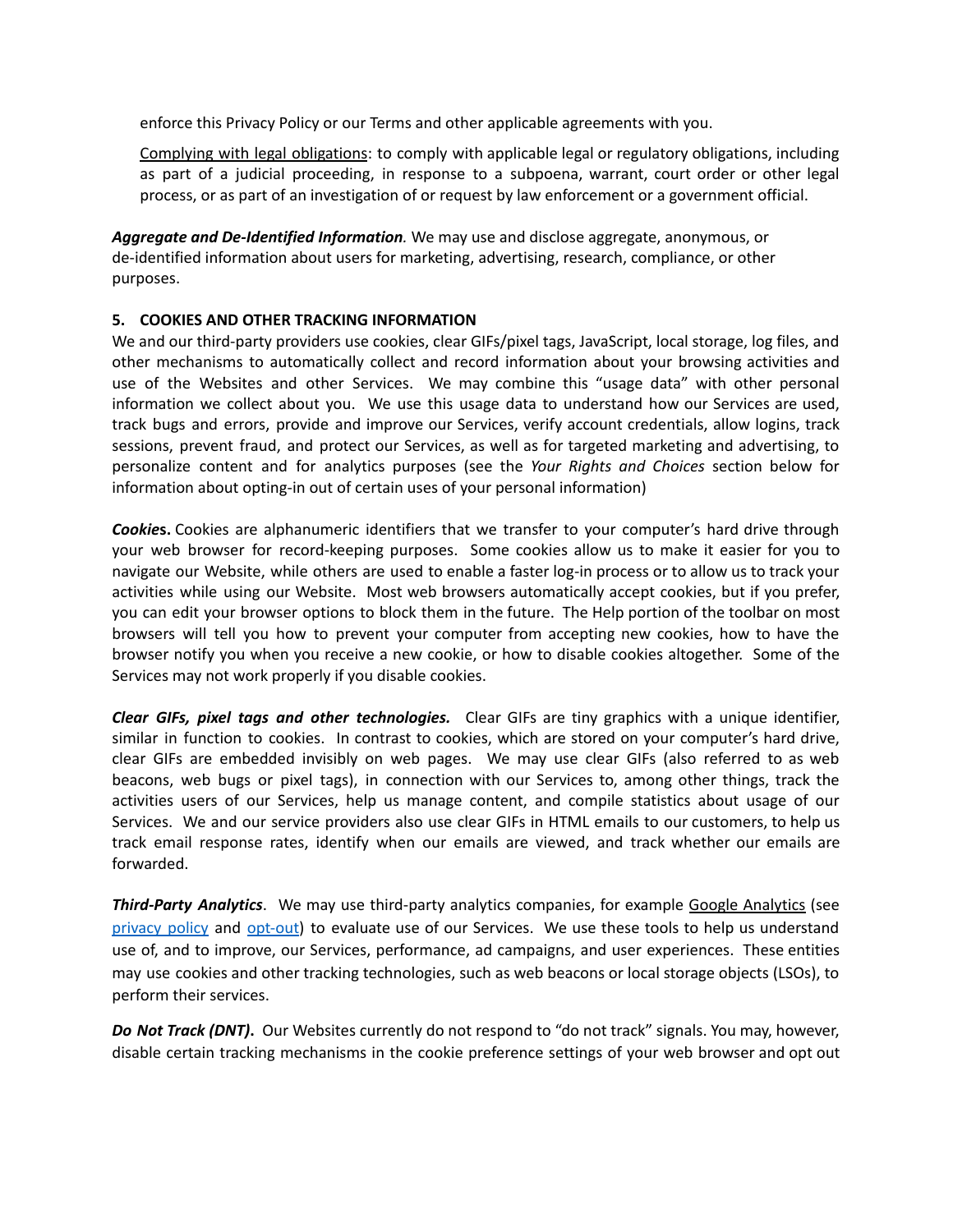enforce this Privacy Policy or our Terms and other applicable agreements with you.

Complying with legal obligations: to comply with applicable legal or regulatory obligations, including as part of a judicial proceeding, in response to a subpoena, warrant, court order or other legal process, or as part of an investigation of or request by law enforcement or a government official.

***Aggregate and De-Identified Information.*** We may use and disclose aggregate, anonymous, or de-identified information about users for marketing, advertising, research, compliance, or other purposes.

## 5. COOKIES AND OTHER TRACKING INFORMATION

We and our third-party providers use cookies, clear GIFs/pixel tags, JavaScript, local storage, log files, and other mechanisms to automatically collect and record information about your browsing activities and use of the Websites and other Services. We may combine this "usage data" with other personal information we collect about you. We use this usage data to understand how our Services are used, track bugs and errors, provide and improve our Services, verify account credentials, allow logins, track sessions, prevent fraud, and protect our Services, as well as for targeted marketing and advertising, to personalize content and for analytics purposes (see the *Your Rights and Choices* section below for information about opting-in out of certain uses of your personal information)

***Cookies*****.** Cookies are alphanumeric identifiers that we transfer to your computer's hard drive through your web browser for record-keeping purposes. Some cookies allow us to make it easier for you to navigate our Website, while others are used to enable a faster log-in process or to allow us to track your activities while using our Website. Most web browsers automatically accept cookies, but if you prefer, you can edit your browser options to block them in the future. The Help portion of the toolbar on most browsers will tell you how to prevent your computer from accepting new cookies, how to have the browser notify you when you receive a new cookie, or how to disable cookies altogether. Some of the Services may not work properly if you disable cookies.

***Clear GIFs, pixel tags and other technologies.*** Clear GIFs are tiny graphics with a unique identifier, similar in function to cookies. In contrast to cookies, which are stored on your computer's hard drive, clear GIFs are embedded invisibly on web pages. We may use clear GIFs (also referred to as web beacons, web bugs or pixel tags), in connection with our Services to, among other things, track the activities users of our Services, help us manage content, and compile statistics about usage of our Services. We and our service providers also use clear GIFs in HTML emails to our customers, to help us track email response rates, identify when our emails are viewed, and track whether our emails are forwarded.

***Third-Party Analytics***. We may use third-party analytics companies, for example Google Analytics (see privacy policy and opt-out) to evaluate use of our Services. We use these tools to help us understand use of, and to improve, our Services, performance, ad campaigns, and user experiences. These entities may use cookies and other tracking technologies, such as web beacons or local storage objects (LSOs), to perform their services.

***Do Not Track (DNT).*** Our Websites currently do not respond to "do not track" signals. You may, however, disable certain tracking mechanisms in the cookie preference settings of your web browser and opt out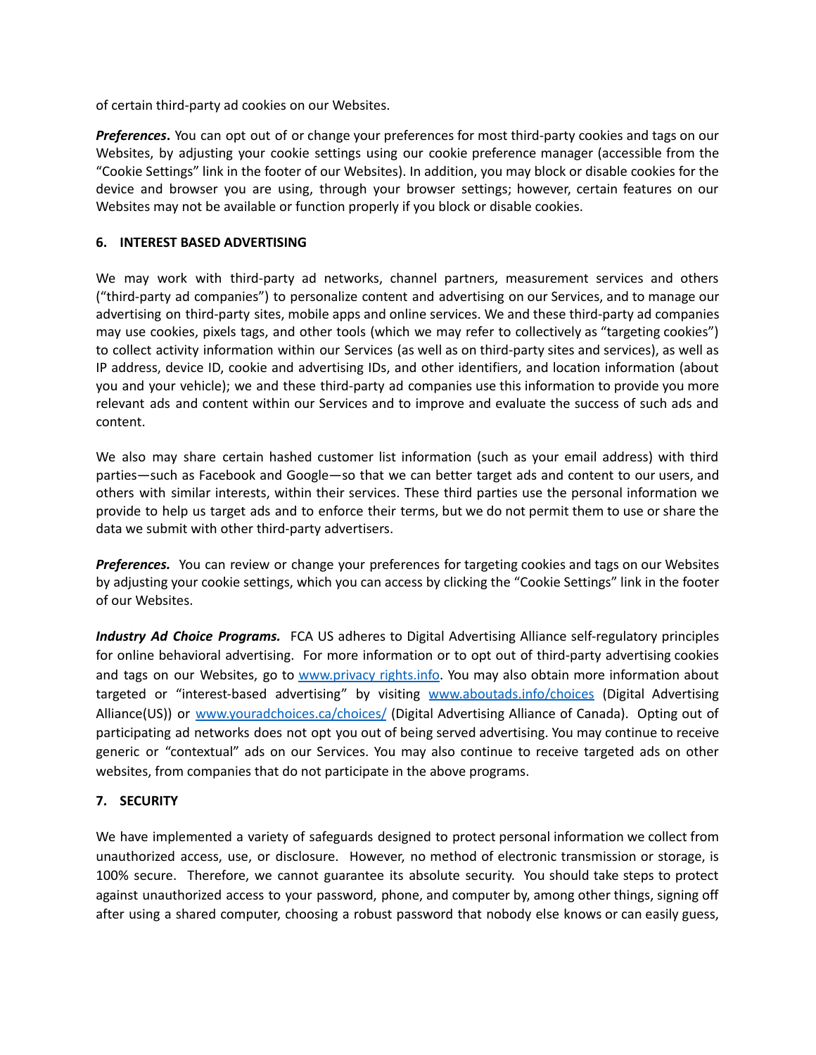of certain third-party ad cookies on our Websites.

***Preferences*.** You can opt out of or change your preferences for most third-party cookies and tags on our Websites, by adjusting your cookie settings using our cookie preference manager (accessible from the "Cookie Settings" link in the footer of our Websites). In addition, you may block or disable cookies for the device and browser you are using, through your browser settings; however, certain features on our Websites may not be available or function properly if you block or disable cookies.

## 6. INTEREST BASED ADVERTISING

We may work with third-party ad networks, channel partners, measurement services and others ("third-party ad companies") to personalize content and advertising on our Services, and to manage our advertising on third-party sites, mobile apps and online services. We and these third-party ad companies may use cookies, pixels tags, and other tools (which we may refer to collectively as "targeting cookies") to collect activity information within our Services (as well as on third-party sites and services), as well as IP address, device ID, cookie and advertising IDs, and other identifiers, and location information (about you and your vehicle); we and these third-party ad companies use this information to provide you more relevant ads and content within our Services and to improve and evaluate the success of such ads and content.

We also may share certain hashed customer list information (such as your email address) with third parties—such as Facebook and Google—so that we can better target ads and content to our users, and others with similar interests, within their services. These third parties use the personal information we provide to help us target ads and to enforce their terms, but we do not permit them to use or share the data we submit with other third-party advertisers.

***Preferences.*** You can review or change your preferences for targeting cookies and tags on our Websites by adjusting your cookie settings, which you can access by clicking the "Cookie Settings" link in the footer of our Websites.

***Industry Ad Choice Programs.*** FCA US adheres to Digital Advertising Alliance self-regulatory principles for online behavioral advertising. For more information or to opt out of third-party advertising cookies and tags on our Websites, go to [www.privacy rights.info](www.privacyrights.info). You may also obtain more information about targeted or "interest-based advertising" by visiting [www.aboutads.info/choices](www.aboutads.info/choices) (Digital Advertising Alliance(US)) or [www.youradchoices.ca/choices/](www.youradchoices.ca/choices/) (Digital Advertising Alliance of Canada). Opting out of participating ad networks does not opt you out of being served advertising. You may continue to receive generic or "contextual" ads on our Services. You may also continue to receive targeted ads on other websites, from companies that do not participate in the above programs.

## 7. SECURITY

We have implemented a variety of safeguards designed to protect personal information we collect from unauthorized access, use, or disclosure. However, no method of electronic transmission or storage, is 100% secure. Therefore, we cannot guarantee its absolute security. You should take steps to protect against unauthorized access to your password, phone, and computer by, among other things, signing off after using a shared computer, choosing a robust password that nobody else knows or can easily guess,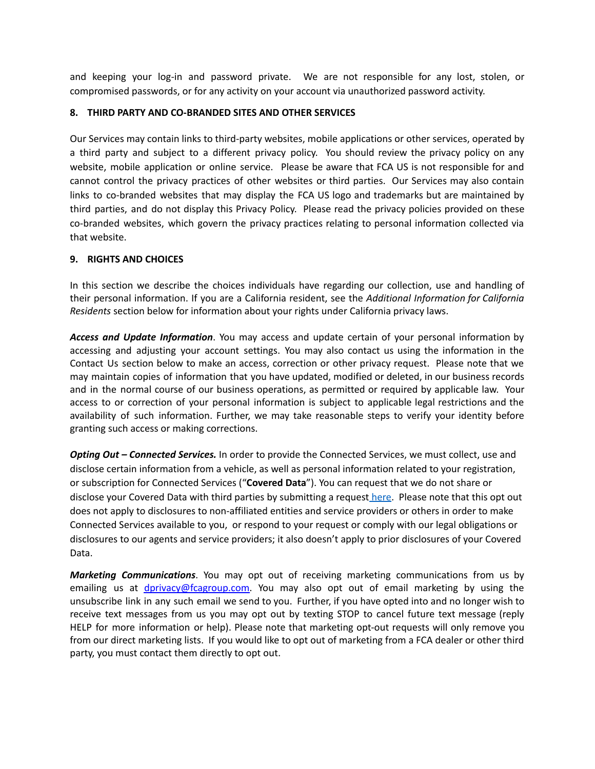and keeping your log-in and password private. We are not responsible for any lost, stolen, or compromised passwords, or for any activity on your account via unauthorized password activity.

## 8. THIRD PARTY AND CO-BRANDED SITES AND OTHER SERVICES

Our Services may contain links to third-party websites, mobile applications or other services, operated by a third party and subject to a different privacy policy. You should review the privacy policy on any website, mobile application or online service. Please be aware that FCA US is not responsible for and cannot control the privacy practices of other websites or third parties. Our Services may also contain links to co-branded websites that may display the FCA US logo and trademarks but are maintained by third parties, and do not display this Privacy Policy. Please read the privacy policies provided on these co-branded websites, which govern the privacy practices relating to personal information collected via that website.

## 9. RIGHTS AND CHOICES

In this section we describe the choices individuals have regarding our collection, use and handling of their personal information. If you are a California resident, see the *Additional Information for California Residents* section below for information about your rights under California privacy laws.

***Access and Update Information***. You may access and update certain of your personal information by accessing and adjusting your account settings. You may also contact us using the information in the Contact Us section below to make an access, correction or other privacy request. Please note that we may maintain copies of information that you have updated, modified or deleted, in our business records and in the normal course of our business operations, as permitted or required by applicable law. Your access to or correction of your personal information is subject to applicable legal restrictions and the availability of such information. Further, we may take reasonable steps to verify your identity before granting such access or making corrections.

***Opting Out – Connected Services.*** In order to provide the Connected Services, we must collect, use and disclose certain information from a vehicle, as well as personal information related to your registration, or subscription for Connected Services ("**Covered Data**"). You can request that we do not share or disclose your Covered Data with third parties by submitting a request here. Please note that this opt out does not apply to disclosures to non-affiliated entities and service providers or others in order to make Connected Services available to you, or respond to your request or comply with our legal obligations or disclosures to our agents and service providers; it also doesn't apply to prior disclosures of your Covered Data.

***Marketing Communications***. You may opt out of receiving marketing communications from us by emailing us at dprivacy@fcagroup.com. You may also opt out of email marketing by using the unsubscribe link in any such email we send to you. Further, if you have opted into and no longer wish to receive text messages from us you may opt out by texting STOP to cancel future text message (reply HELP for more information or help). Please note that marketing opt-out requests will only remove you from our direct marketing lists. If you would like to opt out of marketing from a FCA dealer or other third party, you must contact them directly to opt out.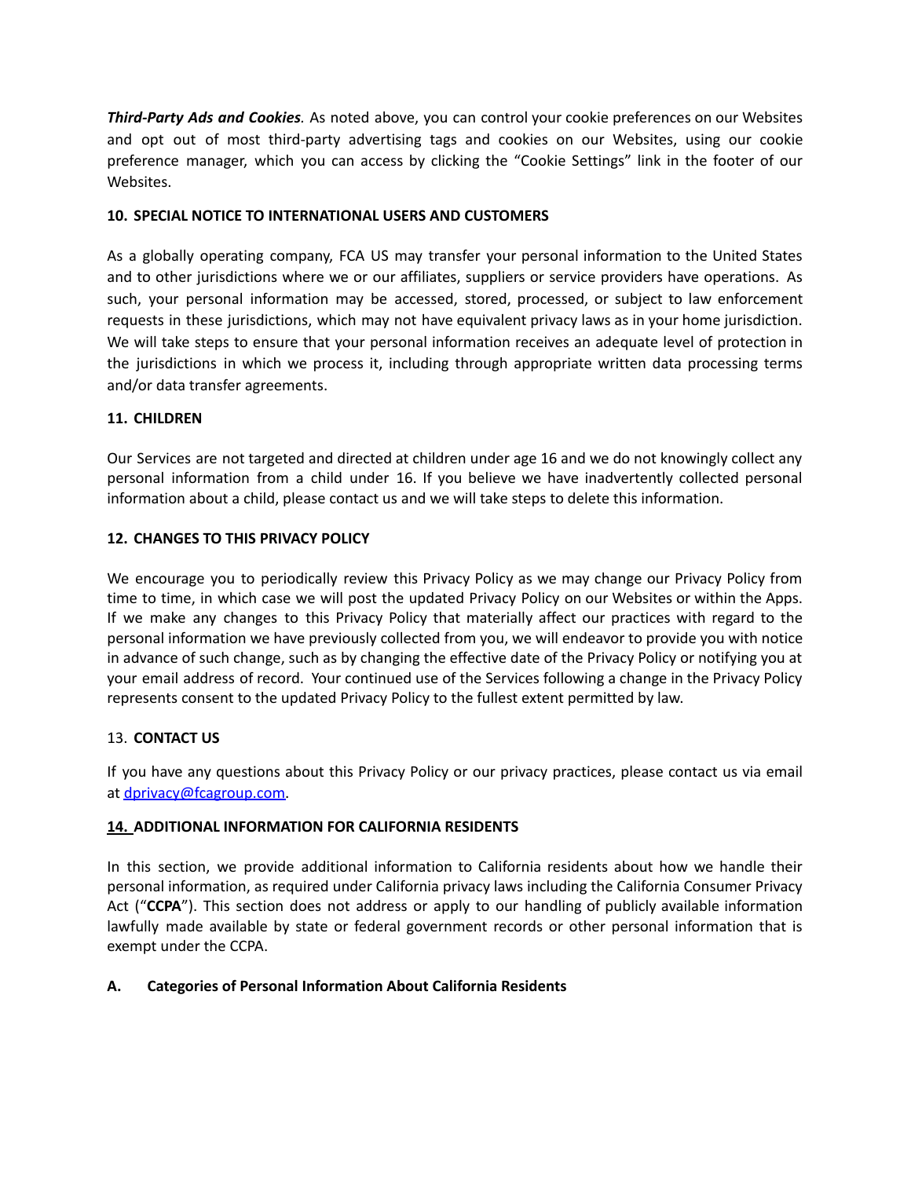***Third-Party Ads and Cookies*.** As noted above, you can control your cookie preferences on our Websites and opt out of most third-party advertising tags and cookies on our Websites, using our cookie preference manager, which you can access by clicking the "Cookie Settings" link in the footer of our Websites.

## 10. SPECIAL NOTICE TO INTERNATIONAL USERS AND CUSTOMERS

As a globally operating company, FCA US may transfer your personal information to the United States and to other jurisdictions where we or our affiliates, suppliers or service providers have operations. As such, your personal information may be accessed, stored, processed, or subject to law enforcement requests in these jurisdictions, which may not have equivalent privacy laws as in your home jurisdiction. We will take steps to ensure that your personal information receives an adequate level of protection in the jurisdictions in which we process it, including through appropriate written data processing terms and/or data transfer agreements.

## 11. CHILDREN

Our Services are not targeted and directed at children under age 16 and we do not knowingly collect any personal information from a child under 16. If you believe we have inadvertently collected personal information about a child, please contact us and we will take steps to delete this information.

## 12. CHANGES TO THIS PRIVACY POLICY

We encourage you to periodically review this Privacy Policy as we may change our Privacy Policy from time to time, in which case we will post the updated Privacy Policy on our Websites or within the Apps. If we make any changes to this Privacy Policy that materially affect our practices with regard to the personal information we have previously collected from you, we will endeavor to provide you with notice in advance of such change, such as by changing the effective date of the Privacy Policy or notifying you at your email address of record. Your continued use of the Services following a change in the Privacy Policy represents consent to the updated Privacy Policy to the fullest extent permitted by law.

## 13. CONTACT US

If you have any questions about this Privacy Policy or our privacy practices, please contact us via email at dprivacy@fcagroup.com.

## 14. ADDITIONAL INFORMATION FOR CALIFORNIA RESIDENTS

In this section, we provide additional information to California residents about how we handle their personal information, as required under California privacy laws including the California Consumer Privacy Act ("**CCPA**"). This section does not address or apply to our handling of publicly available information lawfully made available by state or federal government records or other personal information that is exempt under the CCPA.

### A. Categories of Personal Information About California Residents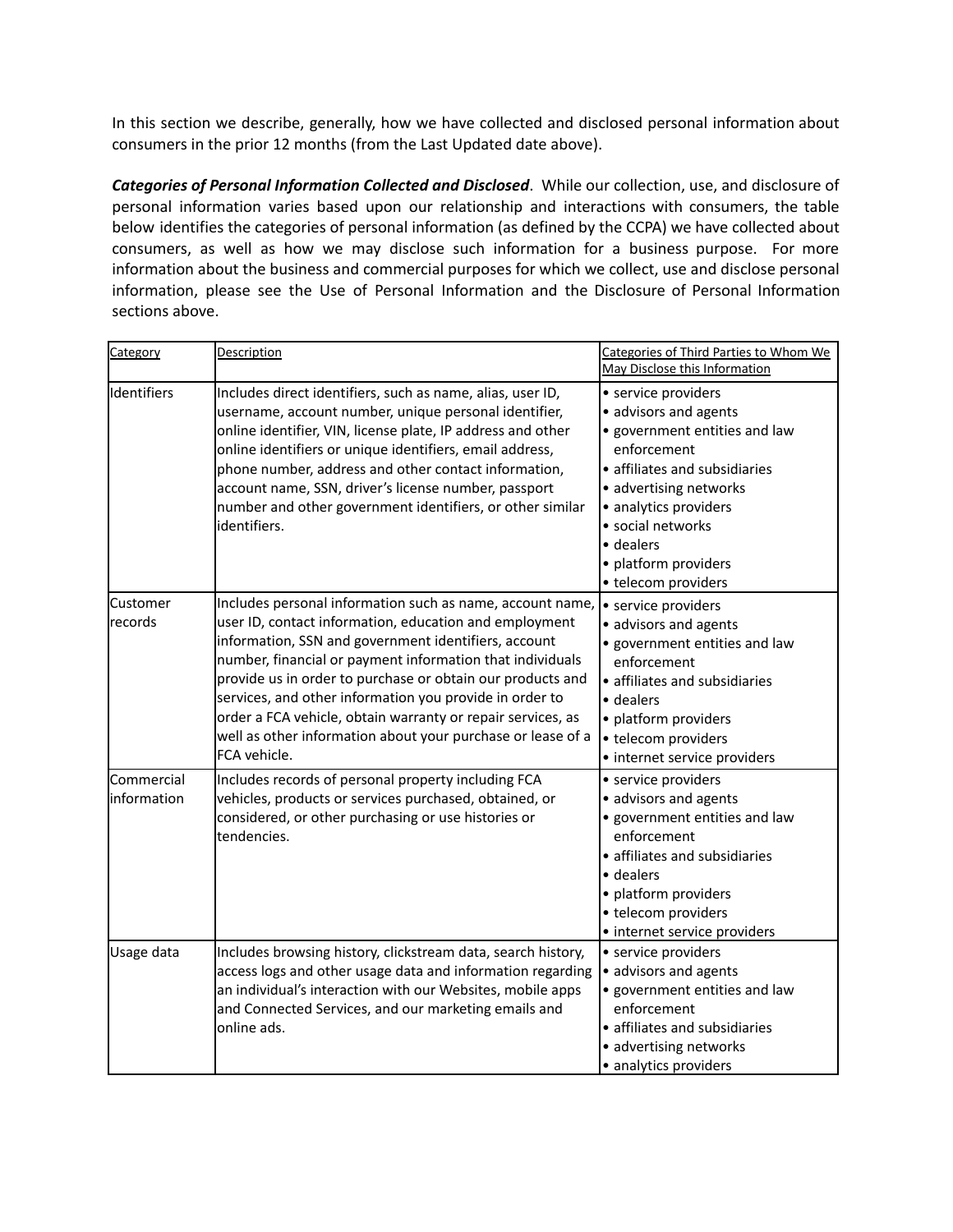In this section we describe, generally, how we have collected and disclosed personal information about consumers in the prior 12 months (from the Last Updated date above).

***Categories of Personal Information Collected and Disclosed***. While our collection, use, and disclosure of personal information varies based upon our relationship and interactions with consumers, the table below identifies the categories of personal information (as defined by the CCPA) we have collected about consumers, as well as how we may disclose such information for a business purpose. For more information about the business and commercial purposes for which we collect, use and disclose personal information, please see the Use of Personal Information and the Disclosure of Personal Information sections above.

| Category | Description | Categories of Third Parties to Whom We May Disclose this Information |
| --- | --- | --- |
| Identifiers | Includes direct identifiers, such as name, alias, user ID, username, account number, unique personal identifier, online identifier, VIN, license plate, IP address and other online identifiers or unique identifiers, email address, phone number, address and other contact information, account name, SSN, driver's license number, passport number and other government identifiers, or other similar identifiers. | • service providers<br>• advisors and agents<br>• government entities and law enforcement<br>• affiliates and subsidiaries<br>• advertising networks<br>• analytics providers<br>• social networks<br>• dealers<br>• platform providers<br>• telecom providers |
| Customer records | Includes personal information such as name, account name, user ID, contact information, education and employment information, SSN and government identifiers, account number, financial or payment information that individuals provide us in order to purchase or obtain our products and services, and other information you provide in order to order a FCA vehicle, obtain warranty or repair services, as well as other information about your purchase or lease of a FCA vehicle. | • service providers<br>• advisors and agents<br>• government entities and law enforcement<br>• affiliates and subsidiaries<br>• dealers<br>• platform providers<br>• telecom providers<br>• internet service providers |
| Commercial information | Includes records of personal property including FCA vehicles, products or services purchased, obtained, or considered, or other purchasing or use histories or tendencies. | • service providers<br>• advisors and agents<br>• government entities and law enforcement<br>• affiliates and subsidiaries<br>• dealers<br>• platform providers<br>• telecom providers<br>• internet service providers |
| Usage data | Includes browsing history, clickstream data, search history, access logs and other usage data and information regarding an individual's interaction with our Websites, mobile apps and Connected Services, and our marketing emails and online ads. | • service providers<br>• advisors and agents<br>• government entities and law enforcement<br>• affiliates and subsidiaries<br>• advertising networks<br>• analytics providers |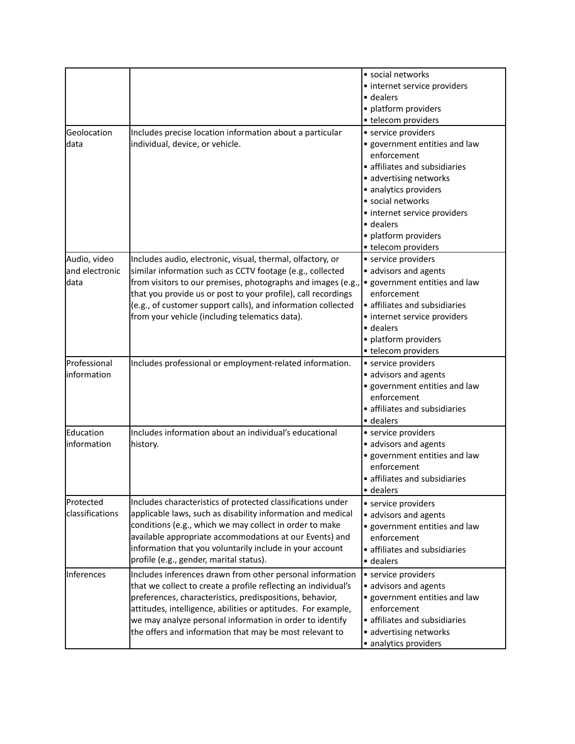| | | |
|---|---|---|
| | | • social networks<br>• internet service providers<br>• dealers<br>• platform providers<br>• telecom providers |
| Geolocation data | Includes precise location information about a particular individual, device, or vehicle. | • service providers<br>• government entities and law enforcement<br>• affiliates and subsidiaries<br>• advertising networks<br>• analytics providers<br>• social networks<br>• internet service providers<br>• dealers<br>• platform providers<br>• telecom providers |
| Audio, video and electronic data | Includes audio, electronic, visual, thermal, olfactory, or similar information such as CCTV footage (e.g., collected from visitors to our premises, photographs and images (e.g., that you provide us or post to your profile), call recordings (e.g., of customer support calls), and information collected from your vehicle (including telematics data). | • service providers<br>• advisors and agents<br>• government entities and law enforcement<br>• affiliates and subsidiaries<br>• internet service providers<br>• dealers<br>• platform providers<br>• telecom providers |
| Professional information | Includes professional or employment-related information. | • service providers<br>• advisors and agents<br>• government entities and law enforcement<br>• affiliates and subsidiaries<br>• dealers |
| Education information | Includes information about an individual's educational history. | • service providers<br>• advisors and agents<br>• government entities and law enforcement<br>• affiliates and subsidiaries<br>• dealers |
| Protected classifications | Includes characteristics of protected classifications under applicable laws, such as disability information and medical conditions (e.g., which we may collect in order to make available appropriate accommodations at our Events) and information that you voluntarily include in your account profile (e.g., gender, marital status). | • service providers<br>• advisors and agents<br>• government entities and law enforcement<br>• affiliates and subsidiaries<br>• dealers |
| Inferences | Includes inferences drawn from other personal information that we collect to create a profile reflecting an individual's preferences, characteristics, predispositions, behavior, attitudes, intelligence, abilities or aptitudes. For example, we may analyze personal information in order to identify the offers and information that may be most relevant to | • service providers<br>• advisors and agents<br>• government entities and law enforcement<br>• affiliates and subsidiaries<br>• advertising networks<br>• analytics providers |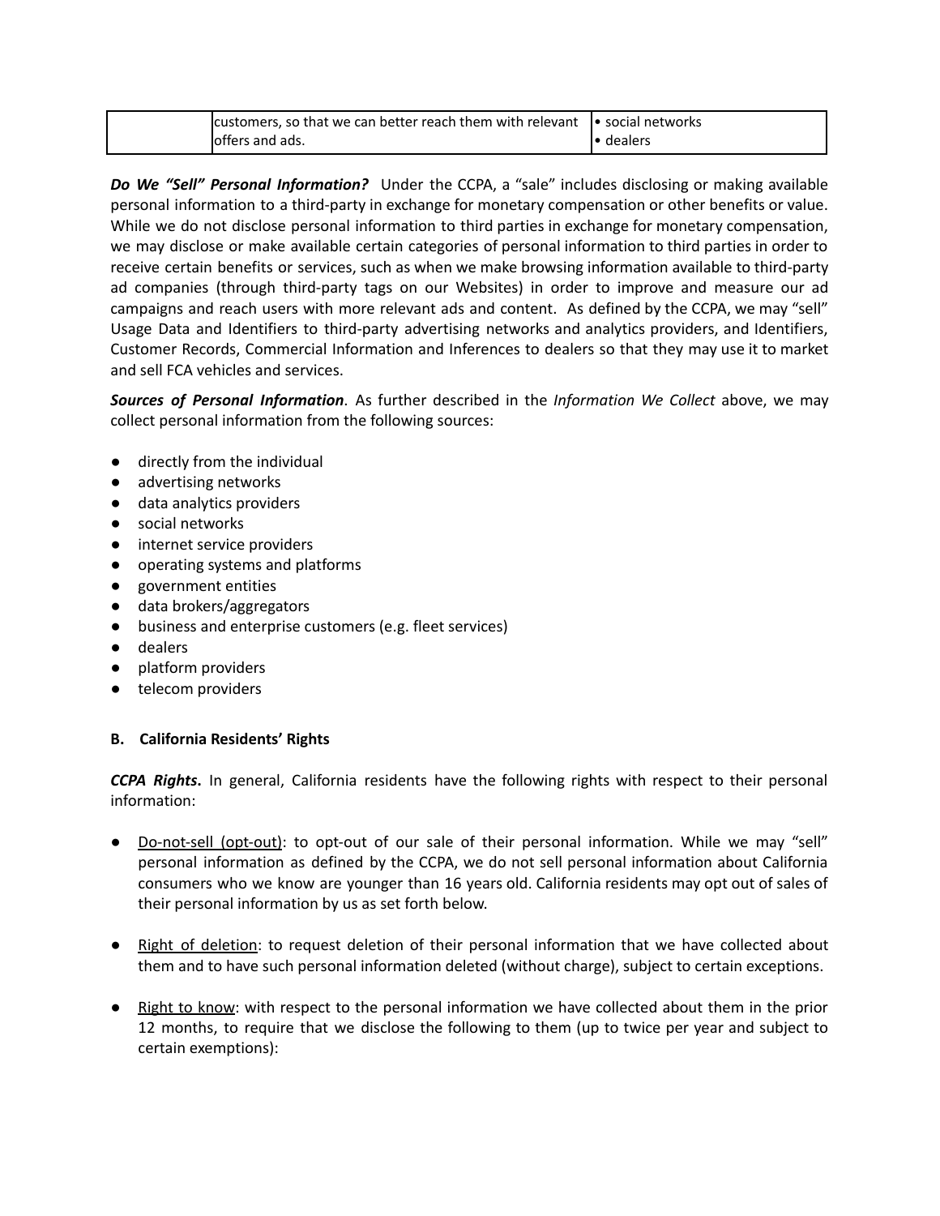|  | customers, so that we can better reach them with relevant offers and ads. | • social networks<br>• dealers |
|---|---|---|

***Do We "Sell" Personal Information?*** Under the CCPA, a "sale" includes disclosing or making available personal information to a third-party in exchange for monetary compensation or other benefits or value. While we do not disclose personal information to third parties in exchange for monetary compensation, we may disclose or make available certain categories of personal information to third parties in order to receive certain benefits or services, such as when we make browsing information available to third-party ad companies (through third-party tags on our Websites) in order to improve and measure our ad campaigns and reach users with more relevant ads and content. As defined by the CCPA, we may "sell" Usage Data and Identifiers to third-party advertising networks and analytics providers, and Identifiers, Customer Records, Commercial Information and Inferences to dealers so that they may use it to market and sell FCA vehicles and services.

***Sources of Personal Information***. As further described in the *Information We Collect* above, we may collect personal information from the following sources:

- directly from the individual
- advertising networks
- data analytics providers
- social networks
- internet service providers
- operating systems and platforms
- government entities
- data brokers/aggregators
- business and enterprise customers (e.g. fleet services)
- dealers
- platform providers
- telecom providers

**B. California Residents' Rights**

***CCPA Rights*****.** In general, California residents have the following rights with respect to their personal information:

- Do-not-sell (opt-out): to opt-out of our sale of their personal information. While we may "sell" personal information as defined by the CCPA, we do not sell personal information about California consumers who we know are younger than 16 years old. California residents may opt out of sales of their personal information by us as set forth below.

- Right of deletion: to request deletion of their personal information that we have collected about them and to have such personal information deleted (without charge), subject to certain exceptions.

- Right to know: with respect to the personal information we have collected about them in the prior 12 months, to require that we disclose the following to them (up to twice per year and subject to certain exemptions):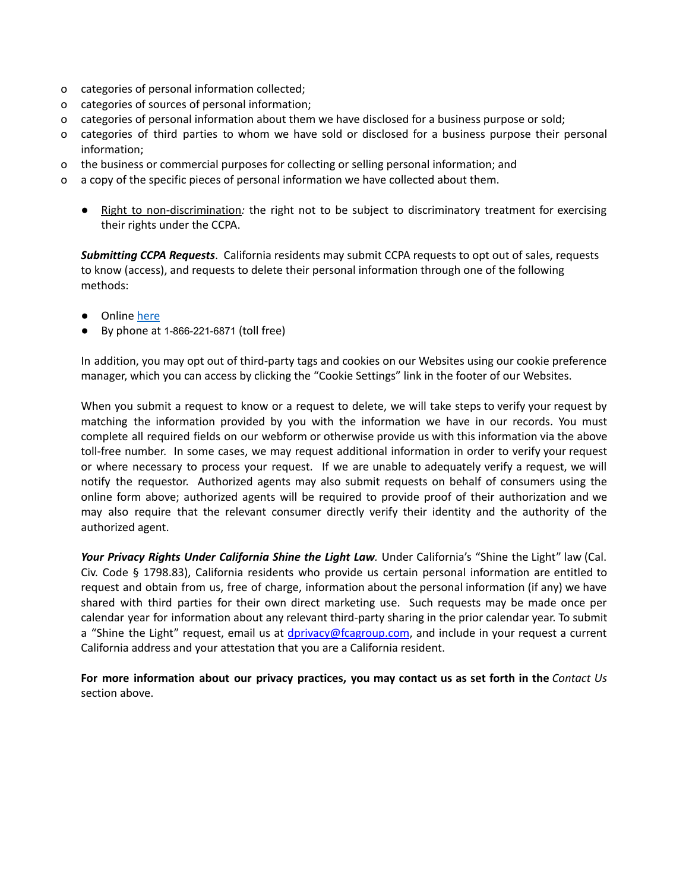- categories of personal information collected;
- categories of sources of personal information;
- categories of personal information about them we have disclosed for a business purpose or sold;
- categories of third parties to whom we have sold or disclosed for a business purpose their personal information;
- the business or commercial purposes for collecting or selling personal information; and
- a copy of the specific pieces of personal information we have collected about them.

- Right to non-discrimination*:* the right not to be subject to discriminatory treatment for exercising their rights under the CCPA.

***Submitting CCPA Requests***. California residents may submit CCPA requests to opt out of sales, requests to know (access), and requests to delete their personal information through one of the following methods:

- Online here
- By phone at 1-866-221-6871 (toll free)

In addition, you may opt out of third-party tags and cookies on our Websites using our cookie preference manager, which you can access by clicking the "Cookie Settings" link in the footer of our Websites.

When you submit a request to know or a request to delete, we will take steps to verify your request by matching the information provided by you with the information we have in our records. You must complete all required fields on our webform or otherwise provide us with this information via the above toll-free number. In some cases, we may request additional information in order to verify your request or where necessary to process your request. If we are unable to adequately verify a request, we will notify the requestor. Authorized agents may also submit requests on behalf of consumers using the online form above; authorized agents will be required to provide proof of their authorization and we may also require that the relevant consumer directly verify their identity and the authority of the authorized agent.

***Your Privacy Rights Under California Shine the Light Law****.* Under California's "Shine the Light" law (Cal. Civ. Code § 1798.83), California residents who provide us certain personal information are entitled to request and obtain from us, free of charge, information about the personal information (if any) we have shared with third parties for their own direct marketing use. Such requests may be made once per calendar year for information about any relevant third-party sharing in the prior calendar year. To submit a "Shine the Light" request, email us at dprivacy@fcagroup.com, and include in your request a current California address and your attestation that you are a California resident.

**For more information about our privacy practices, you may contact us as set forth in the** *Contact Us* section above.